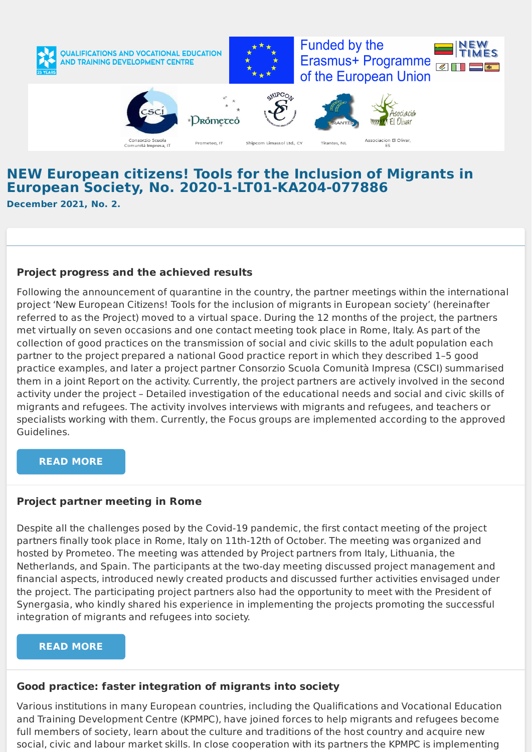QUALIFICATIONS AND VOCATIONAL EDUCATION AND TRAINING DEVELOPMENT CENTRE

Funded by the Erasmus+ Programme of the European Union

NEW TIMES

Consorzio Scuola Comunità Impresa, IT — Prometeo, IT — Shipcom Limassol Ltd., CY — Tirantes, NL — Associacion El Olivar, ES

# NEW European citizens! Tools for the Inclusion of Migrants in European Society, No. 2020-1-LT01-KA204-077886

**December 2021, No. 2.**

### Project progress and the achieved results

Following the announcement of quarantine in the country, the partner meetings within the international project 'New European Citizens! Tools for the inclusion of migrants in European society' (hereinafter referred to as the Project) moved to a virtual space. During the 12 months of the project, the partners met virtually on seven occasions and one contact meeting took place in Rome, Italy. As part of the collection of good practices on the transmission of social and civic skills to the adult population each partner to the project prepared a national Good practice report in which they described 1–5 good practice examples, and later a project partner Consorzio Scuola Comunità Impresa (CSCI) summarised them in a joint Report on the activity. Currently, the project partners are actively involved in the second activity under the project – Detailed investigation of the educational needs and social and civic skills of migrants and refugees. The activity involves interviews with migrants and refugees, and teachers or specialists working with them. Currently, the Focus groups are implemented according to the approved Guidelines.

READ MORE

### Project partner meeting in Rome

Despite all the challenges posed by the Covid-19 pandemic, the first contact meeting of the project partners finally took place in Rome, Italy on 11th-12th of October. The meeting was organized and hosted by Prometeo. The meeting was attended by Project partners from Italy, Lithuania, the Netherlands, and Spain. The participants at the two-day meeting discussed project management and financial aspects, introduced newly created products and discussed further activities envisaged under the project. The participating project partners also had the opportunity to meet with the President of Synergasia, who kindly shared his experience in implementing the projects promoting the successful integration of migrants and refugees into society.

READ MORE

### Good practice: faster integration of migrants into society

Various institutions in many European countries, including the Qualifications and Vocational Education and Training Development Centre (KPMPC), have joined forces to help migrants and refugees become full members of society, learn about the culture and traditions of the host country and acquire new social, civic and labour market skills. In close cooperation with its partners the KPMPC is implementing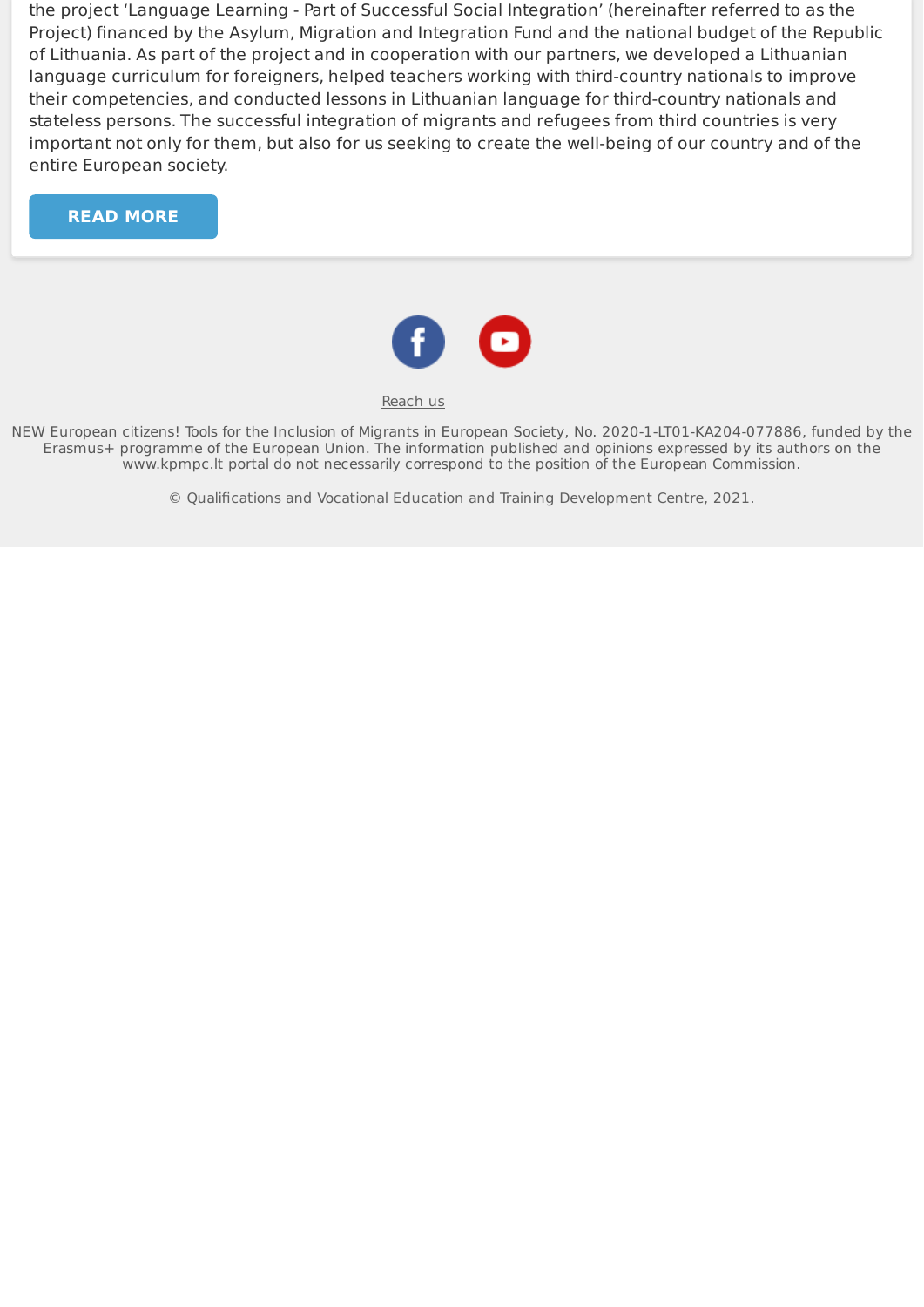the project ‘Language Learning - Part of Successful Social Integration’ (hereinafter referred to as the Project) financed by the Asylum, Migration and Integration Fund and the national budget of the Republic of Lithuania. As part of the project and in cooperation with our partners, we developed a Lithuanian language curriculum for foreigners, helped teachers working with third-country nationals to improve their competencies, and conducted lessons in Lithuanian language for third-country nationals and stateless persons. The successful integration of migrants and refugees from third countries is very important not only for them, but also for us seeking to create the well-being of our country and of the entire European society.

READ MORE

Reach us

NEW European citizens! Tools for the Inclusion of Migrants in European Society, No. 2020-1-LT01-KA204-077886, funded by the Erasmus+ programme of the European Union. The information published and opinions expressed by its authors on the www.kpmpc.lt portal do not necessarily correspond to the position of the European Commission.

© Qualifications and Vocational Education and Training Development Centre, 2021.